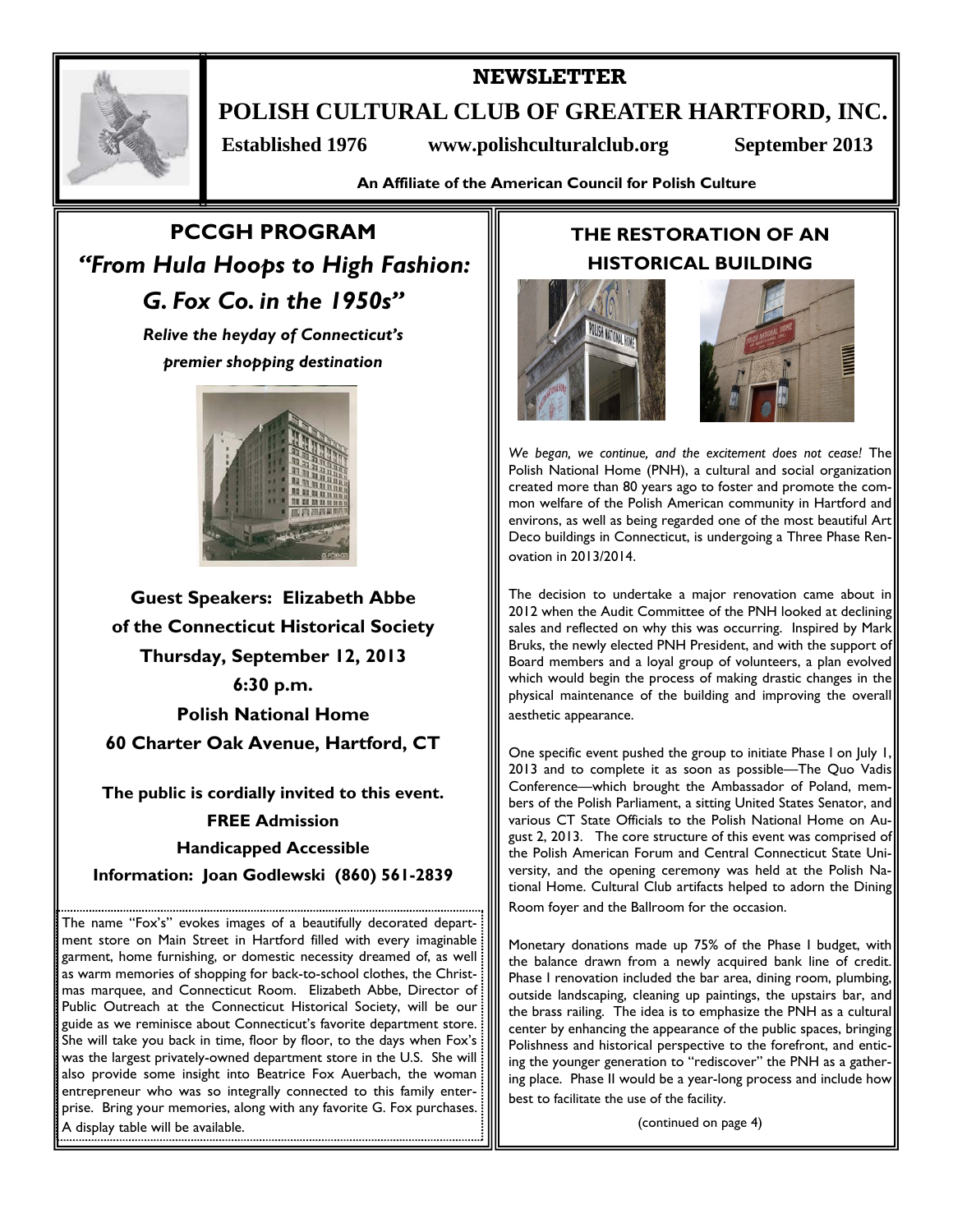# NEWSLETTER

# POLISH CULTURAL CLUB OF GREATER HARTFORD, INC.

**Established 1976 www.polishculturalclub.org September 2013**

**An Affiliate of the American Council for Polish Culture**

## PCCGH PROGRAM

## *"From Hula Hoops to High Fashion: G. Fox Co. in the 1950s"*

***Relive the heyday of Connecticut's premier shopping destination***

**Guest Speakers: Elizabeth Abbe of the Connecticut Historical Society**

**Thursday, September 12, 2013**

**6:30 p.m.**

**Polish National Home**

**60 Charter Oak Avenue, Hartford, CT**

**The public is cordially invited to this event.**

**FREE Admission**

**Handicapped Accessible**

**Information: Joan Godlewski (860) 561-2839**

The name "Fox's" evokes images of a beautifully decorated department store on Main Street in Hartford filled with every imaginable garment, home furnishing, or domestic necessity dreamed of, as well as warm memories of shopping for back-to-school clothes, the Christmas marquee, and Connecticut Room. Elizabeth Abbe, Director of Public Outreach at the Connecticut Historical Society, will be our guide as we reminisce about Connecticut's favorite department store. She will take you back in time, floor by floor, to the days when Fox's was the largest privately-owned department store in the U.S. She will also provide some insight into Beatrice Fox Auerbach, the woman entrepreneur who was so integrally connected to this family enterprise. Bring your memories, along with any favorite G. Fox purchases. A display table will be available.

## THE RESTORATION OF AN HISTORICAL BUILDING

*We began, we continue, and the excitement does not cease!* The Polish National Home (PNH), a cultural and social organization created more than 80 years ago to foster and promote the common welfare of the Polish American community in Hartford and environs, as well as being regarded one of the most beautiful Art Deco buildings in Connecticut, is undergoing a Three Phase Renovation in 2013/2014.

The decision to undertake a major renovation came about in 2012 when the Audit Committee of the PNH looked at declining sales and reflected on why this was occurring. Inspired by Mark Bruks, the newly elected PNH President, and with the support of Board members and a loyal group of volunteers, a plan evolved which would begin the process of making drastic changes in the physical maintenance of the building and improving the overall aesthetic appearance.

One specific event pushed the group to initiate Phase I on July 1, 2013 and to complete it as soon as possible—The Quo Vadis Conference—which brought the Ambassador of Poland, members of the Polish Parliament, a sitting United States Senator, and various CT State Officials to the Polish National Home on August 2, 2013. The core structure of this event was comprised of the Polish American Forum and Central Connecticut State University, and the opening ceremony was held at the Polish National Home. Cultural Club artifacts helped to adorn the Dining Room foyer and the Ballroom for the occasion.

Monetary donations made up 75% of the Phase I budget, with the balance drawn from a newly acquired bank line of credit. Phase I renovation included the bar area, dining room, plumbing, outside landscaping, cleaning up paintings, the upstairs bar, and the brass railing. The idea is to emphasize the PNH as a cultural center by enhancing the appearance of the public spaces, bringing Polishness and historical perspective to the forefront, and enticing the younger generation to "rediscover" the PNH as a gathering place. Phase II would be a year-long process and include how best to facilitate the use of the facility.

(continued on page 4)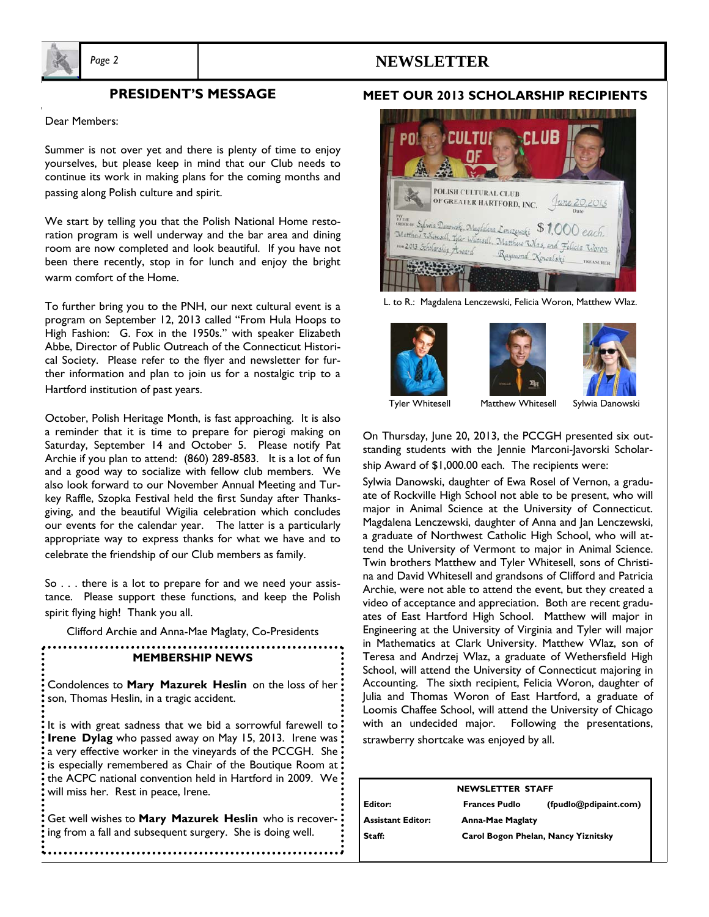## PRESIDENT'S MESSAGE

Dear Members:

Summer is not over yet and there is plenty of time to enjoy yourselves, but please keep in mind that our Club needs to continue its work in making plans for the coming months and passing along Polish culture and spirit.

We start by telling you that the Polish National Home restoration program is well underway and the bar area and dining room are now completed and look beautiful. If you have not been there recently, stop in for lunch and enjoy the bright warm comfort of the Home.

To further bring you to the PNH, our next cultural event is a program on September 12, 2013 called "From Hula Hoops to High Fashion: G. Fox in the 1950s." with speaker Elizabeth Abbe, Director of Public Outreach of the Connecticut Historical Society. Please refer to the flyer and newsletter for further information and plan to join us for a nostalgic trip to a Hartford institution of past years.

October, Polish Heritage Month, is fast approaching. It is also a reminder that it is time to prepare for pierogi making on Saturday, September 14 and October 5. Please notify Pat Archie if you plan to attend: (860) 289-8583. It is a lot of fun and a good way to socialize with fellow club members. We also look forward to our November Annual Meeting and Turkey Raffle, Szopka Festival held the first Sunday after Thanksgiving, and the beautiful Wigilia celebration which concludes our events for the calendar year. The latter is a particularly appropriate way to express thanks for what we have and to celebrate the friendship of our Club members as family.

So . . . there is a lot to prepare for and we need your assistance. Please support these functions, and keep the Polish spirit flying high! Thank you all.

Clifford Archie and Anna-Mae Maglaty, Co-Presidents

### MEMBERSHIP NEWS

Condolences to **Mary Mazurek Heslin** on the loss of her son, Thomas Heslin, in a tragic accident.

It is with great sadness that we bid a sorrowful farewell to **Irene Dylag** who passed away on May 15, 2013. Irene was a very effective worker in the vineyards of the PCCGH. She is especially remembered as Chair of the Boutique Room at the ACPC national convention held in Hartford in 2009. We will miss her. Rest in peace, Irene.

Get well wishes to **Mary Mazurek Heslin** who is recovering from a fall and subsequent surgery. She is doing well.

## MEET OUR 2013 SCHOLARSHIP RECIPIENTS

L. to R.: Magdalena Lenczewski, Felicia Woron, Matthew Wlaz.

Tyler Whitesell | Matthew Whitesell | Sylwia Danowski

On Thursday, June 20, 2013, the PCCGH presented six outstanding students with the Jennie Marconi-Javorski Scholarship Award of $1,000.00 each. The recipients were:

Sylwia Danowski, daughter of Ewa Rosel of Vernon, a graduate of Rockville High School not able to be present, who will major in Animal Science at the University of Connecticut. Magdalena Lenczewski, daughter of Anna and Jan Lenczewski, a graduate of Northwest Catholic High School, who will attend the University of Vermont to major in Animal Science. Twin brothers Matthew and Tyler Whitesell, sons of Christina and David Whitesell and grandsons of Clifford and Patricia Archie, were not able to attend the event, but they created a video of acceptance and appreciation. Both are recent graduates of East Hartford High School. Matthew will major in Engineering at the University of Virginia and Tyler will major in Mathematics at Clark University. Matthew Wlaz, son of Teresa and Andrzej Wlaz, a graduate of Wethersfield High School, will attend the University of Connecticut majoring in Accounting. The sixth recipient, Felicia Woron, daughter of Julia and Thomas Woron of East Hartford, a graduate of Loomis Chaffee School, will attend the University of Chicago with an undecided major. Following the presentations, strawberry shortcake was enjoyed by all.

### NEWSLETTER STAFF

| | | |
|---|---|---|
| **Editor:** | **Frances Pudlo** | **(fpudlo@pdipaint.com)** |
| **Assistant Editor:** | **Anna-Mae Maglaty** | |
| **Staff:** | **Carol Bogon Phelan, Nancy Yiznitsky** | |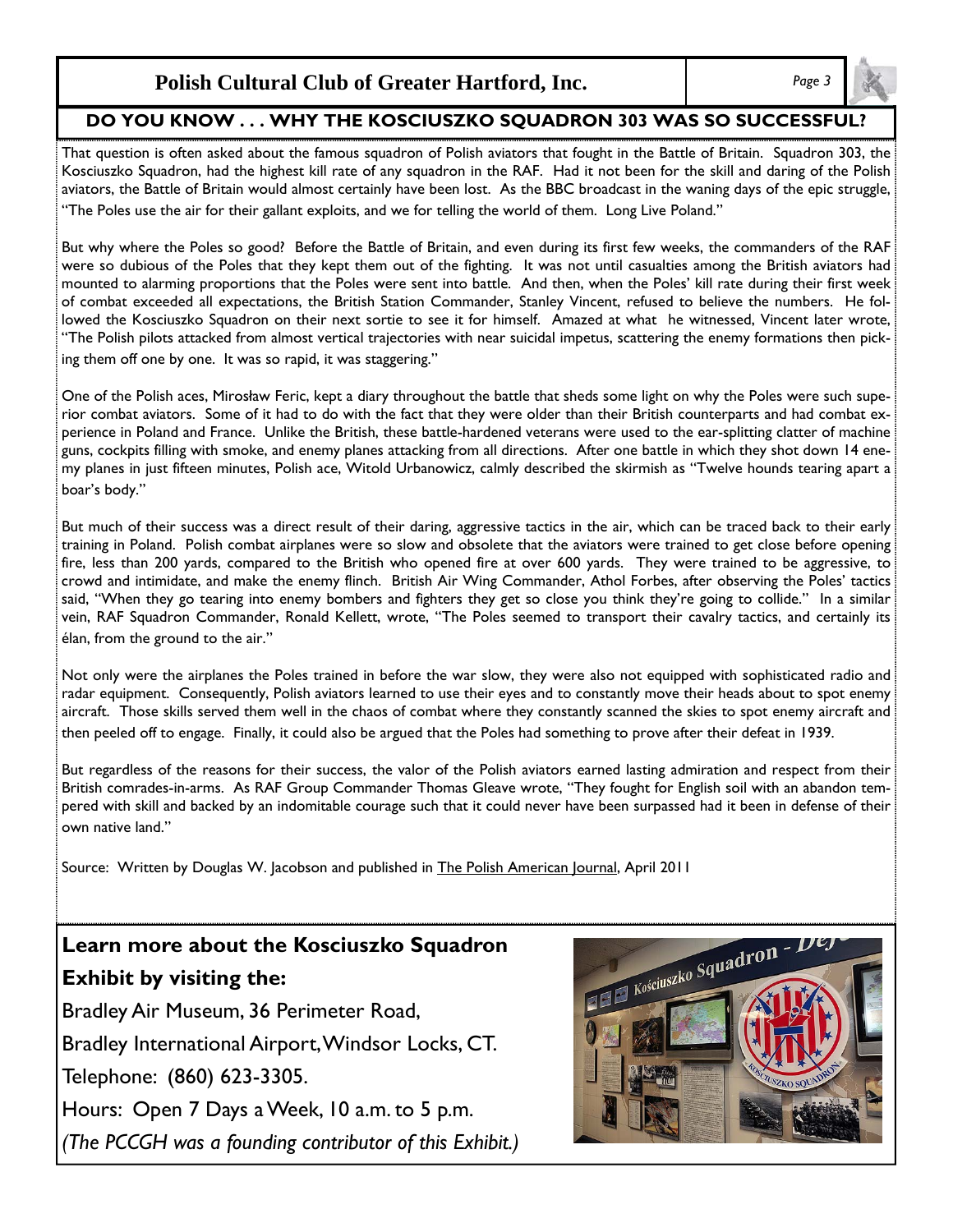## DO YOU KNOW . . . WHY THE KOSCIUSZKO SQUADRON 303 WAS SO SUCCESSFUL?

That question is often asked about the famous squadron of Polish aviators that fought in the Battle of Britain. Squadron 303, the Kosciuszko Squadron, had the highest kill rate of any squadron in the RAF. Had it not been for the skill and daring of the Polish aviators, the Battle of Britain would almost certainly have been lost. As the BBC broadcast in the waning days of the epic struggle, "The Poles use the air for their gallant exploits, and we for telling the world of them. Long Live Poland."

But why where the Poles so good? Before the Battle of Britain, and even during its first few weeks, the commanders of the RAF were so dubious of the Poles that they kept them out of the fighting. It was not until casualties among the British aviators had mounted to alarming proportions that the Poles were sent into battle. And then, when the Poles' kill rate during their first week of combat exceeded all expectations, the British Station Commander, Stanley Vincent, refused to believe the numbers. He followed the Kosciuszko Squadron on their next sortie to see it for himself. Amazed at what he witnessed, Vincent later wrote, "The Polish pilots attacked from almost vertical trajectories with near suicidal impetus, scattering the enemy formations then picking them off one by one. It was so rapid, it was staggering."

One of the Polish aces, Mirosław Feric, kept a diary throughout the battle that sheds some light on why the Poles were such superior combat aviators. Some of it had to do with the fact that they were older than their British counterparts and had combat experience in Poland and France. Unlike the British, these battle-hardened veterans were used to the ear-splitting clatter of machine guns, cockpits filling with smoke, and enemy planes attacking from all directions. After one battle in which they shot down 14 enemy planes in just fifteen minutes, Polish ace, Witold Urbanowicz, calmly described the skirmish as "Twelve hounds tearing apart a boar's body."

But much of their success was a direct result of their daring, aggressive tactics in the air, which can be traced back to their early training in Poland. Polish combat airplanes were so slow and obsolete that the aviators were trained to get close before opening fire, less than 200 yards, compared to the British who opened fire at over 600 yards. They were trained to be aggressive, to crowd and intimidate, and make the enemy flinch. British Air Wing Commander, Athol Forbes, after observing the Poles' tactics said, "When they go tearing into enemy bombers and fighters they get so close you think they're going to collide." In a similar vein, RAF Squadron Commander, Ronald Kellett, wrote, "The Poles seemed to transport their cavalry tactics, and certainly its élan, from the ground to the air."

Not only were the airplanes the Poles trained in before the war slow, they were also not equipped with sophisticated radio and radar equipment. Consequently, Polish aviators learned to use their eyes and to constantly move their heads about to spot enemy aircraft. Those skills served them well in the chaos of combat where they constantly scanned the skies to spot enemy aircraft and then peeled off to engage. Finally, it could also be argued that the Poles had something to prove after their defeat in 1939.

But regardless of the reasons for their success, the valor of the Polish aviators earned lasting admiration and respect from their British comrades-in-arms. As RAF Group Commander Thomas Gleave wrote, "They fought for English soil with an abandon tempered with skill and backed by an indomitable courage such that it could never have been surpassed had it been in defense of their own native land."

Source: Written by Douglas W. Jacobson and published in The Polish American Journal, April 2011

**Learn more about the Kosciuszko Squadron Exhibit by visiting the:**

Bradley Air Museum, 36 Perimeter Road,

Bradley International Airport, Windsor Locks, CT.

Telephone: (860) 623-3305.

Hours: Open 7 Days a Week, 10 a.m. to 5 p.m.

*(The PCCGH was a founding contributor of this Exhibit.)*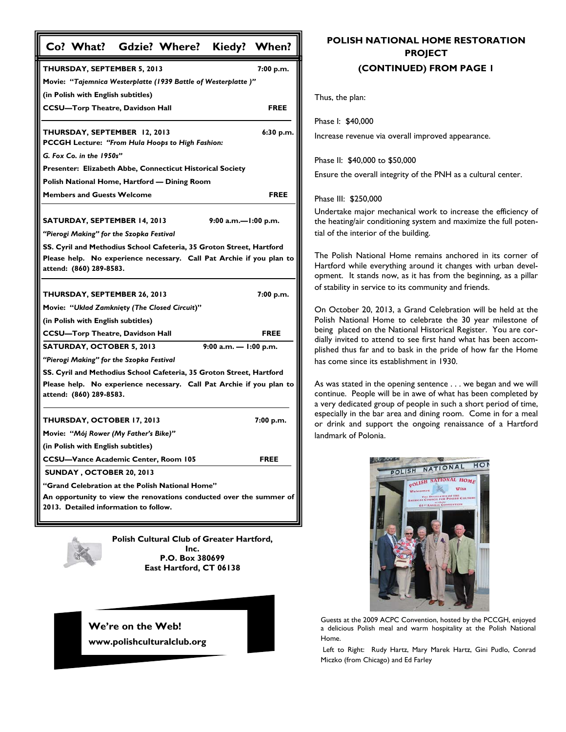## Co? What? Gdzie? Where? Kiedy? When?

**THURSDAY, SEPTEMBER 5, 2013** — **7:00 p.m.**

**Movie: "*Tajemnica Westerplatte (1939 Battle of Westerplatte )*"**

**(in Polish with English subtitles)**

**CCSU—Torp Theatre, Davidson Hall** — **FREE**

---

**THURSDAY, SEPTEMBER 12, 2013** — **6:30 p.m.**

**PCCGH Lecture: *"From Hula Hoops to High Fashion: G. Fox Co. in the 1950s"***

**Presenter: Elizabeth Abbe, Connecticut Historical Society**

**Polish National Home, Hartford — Dining Room**

**Members and Guests Welcome** — **FREE**

---

**SATURDAY, SEPTEMBER 14, 2013** — **9:00 a.m.—1:00 p.m.**

***"Pierogi Making" for the Szopka Festival***

**SS. Cyril and Methodius School Cafeteria, 35 Groton Street, Hartford**

**Please help. No experience necessary. Call Pat Archie if you plan to attend: (860) 289-8583.**

---

**THURSDAY, SEPTEMBER 26, 2013** — **7:00 p.m.**

**Movie: "*Układ Zamknięty (The Closed Circuit)*"**

**(in Polish with English subtitles)**

**CCSU—Torp Theatre, Davidson Hall** — **FREE**

---

**SATURDAY, OCTOBER 5, 2013** — **9:00 a.m. — 1:00 p.m.**

***"Pierogi Making" for the Szopka Festival***

**SS. Cyril and Methodius School Cafeteria, 35 Groton Street, Hartford**

**Please help. No experience necessary. Call Pat Archie if you plan to attend: (860) 289-8583.**

---

**THURSDAY, OCTOBER 17, 2013** — **7:00 p.m.**

**Movie: "*Mój Rower (My Father's Bike)*"**

**(in Polish with English subtitles)**

**CCSU—Vance Academic Center, Room 105** — **FREE**

---

**SUNDAY , OCTOBER 20, 2013**

**"Grand Celebration at the Polish National Home"**

**An opportunity to view the renovations conducted over the summer of 2013. Detailed information to follow.**

---

**Polish Cultural Club of Greater Hartford, Inc.**
**P.O. Box 380699**
**East Hartford, CT 06138**

**We're on the Web!**
**www.polishculturalclub.org**

## POLISH NATIONAL HOME RESTORATION PROJECT (CONTINUED) FROM PAGE 1

Thus, the plan:

Phase I: $40,000

Increase revenue via overall improved appearance.

Phase II: $40,000 to $50,000

Ensure the overall integrity of the PNH as a cultural center.

Phase III: $250,000

Undertake major mechanical work to increase the efficiency of the heating/air conditioning system and maximize the full potential of the interior of the building.

The Polish National Home remains anchored in its corner of Hartford while everything around it changes with urban development. It stands now, as it has from the beginning, as a pillar of stability in service to its community and friends.

On October 20, 2013, a Grand Celebration will be held at the Polish National Home to celebrate the 30 year milestone of being placed on the National Historical Register. You are cordially invited to attend to see first hand what has been accomplished thus far and to bask in the pride of how far the Home has come since its establishment in 1930.

As was stated in the opening sentence . . . we began and we will continue. People will be in awe of what has been completed by a very dedicated group of people in such a short period of time, especially in the bar area and dining room. Come in for a meal or drink and support the ongoing renaissance of a Hartford landmark of Polonia.

Guests at the 2009 ACPC Convention, hosted by the PCCGH, enjoyed a delicious Polish meal and warm hospitality at the Polish National Home.

Left to Right: Rudy Hartz, Mary Marek Hartz, Gini Pudlo, Conrad Miczko (from Chicago) and Ed Farley